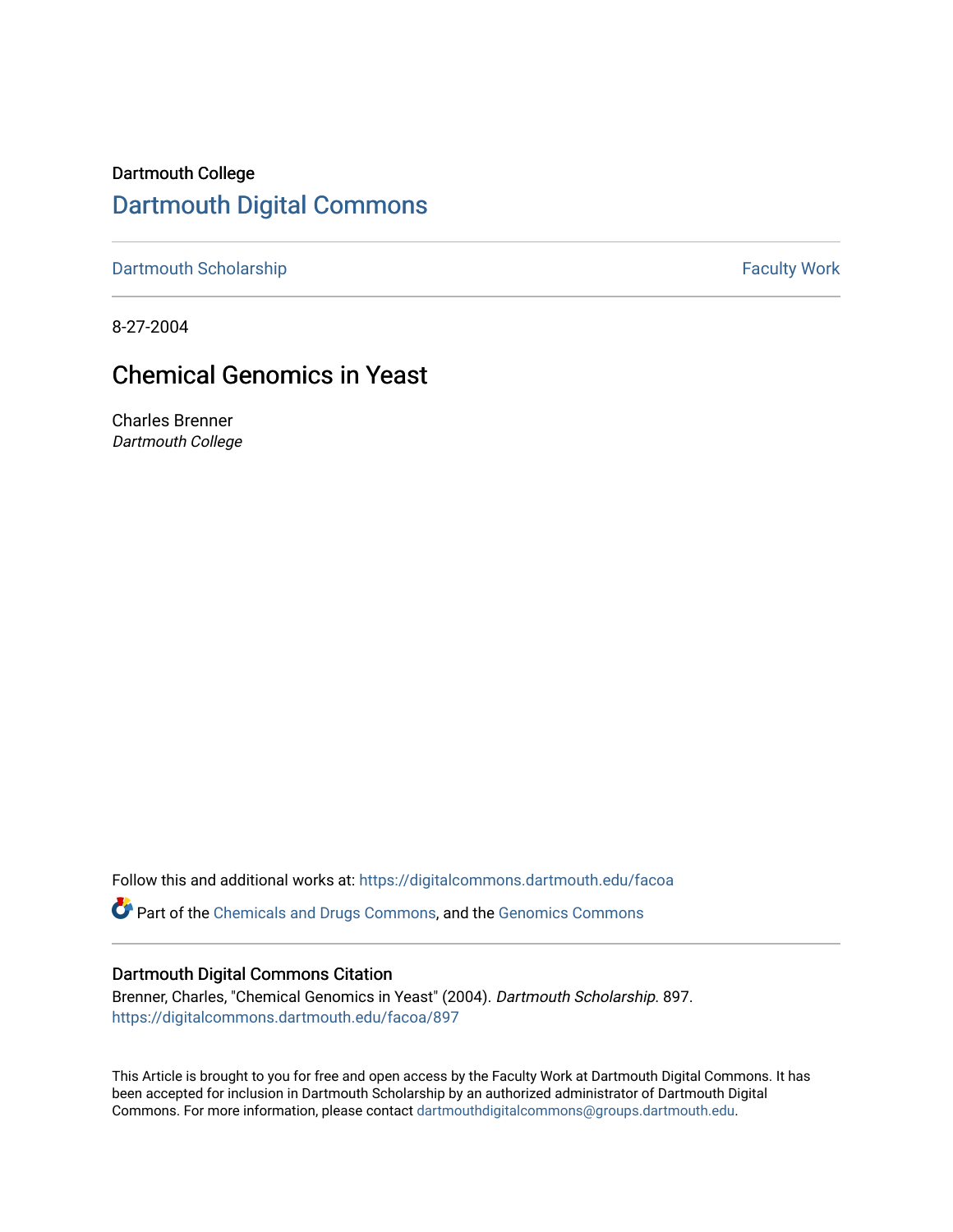Dartmouth College

# Dartmouth Digital Commons

Dartmouth Scholarship | Faculty Work

8-27-2004

## Chemical Genomics in Yeast

Charles Brenner
*Dartmouth College*

Follow this and additional works at: https://digitalcommons.dartmouth.edu/facoa

Part of the Chemicals and Drugs Commons, and the Genomics Commons

### Dartmouth Digital Commons Citation

Brenner, Charles, "Chemical Genomics in Yeast" (2004). *Dartmouth Scholarship*. 897.
https://digitalcommons.dartmouth.edu/facoa/897

This Article is brought to you for free and open access by the Faculty Work at Dartmouth Digital Commons. It has been accepted for inclusion in Dartmouth Scholarship by an authorized administrator of Dartmouth Digital Commons. For more information, please contact dartmouthdigitalcommons@groups.dartmouth.edu.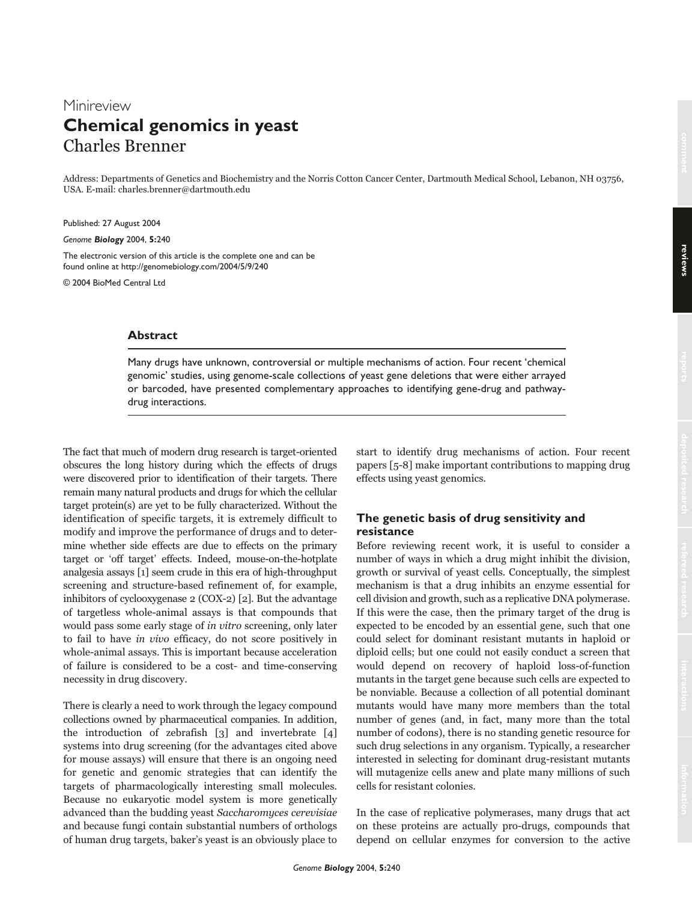Minireview

# Chemical genomics in yeast

Charles Brenner

Address: Departments of Genetics and Biochemistry and the Norris Cotton Cancer Center, Dartmouth Medical School, Lebanon, NH 03756, USA. E-mail: charles.brenner@dartmouth.edu

Published: 27 August 2004

*Genome **Biology*** 2004, **5:**240

The electronic version of this article is the complete one and can be found online at http://genomebiology.com/2004/5/9/240

© 2004 BioMed Central Ltd

## Abstract

Many drugs have unknown, controversial or multiple mechanisms of action. Four recent 'chemical genomic' studies, using genome-scale collections of yeast gene deletions that were either arrayed or barcoded, have presented complementary approaches to identifying gene-drug and pathway-drug interactions.

The fact that much of modern drug research is target-oriented obscures the long history during which the effects of drugs were discovered prior to identification of their targets. There remain many natural products and drugs for which the cellular target protein(s) are yet to be fully characterized. Without the identification of specific targets, it is extremely difficult to modify and improve the performance of drugs and to determine whether side effects are due to effects on the primary target or 'off target' effects. Indeed, mouse-on-the-hotplate analgesia assays [1] seem crude in this era of high-throughput screening and structure-based refinement of, for example, inhibitors of cyclooxygenase 2 (COX-2) [2]. But the advantage of targetless whole-animal assays is that compounds that would pass some early stage of *in vitro* screening, only later to fail to have *in vivo* efficacy, do not score positively in whole-animal assays. This is important because acceleration of failure is considered to be a cost- and time-conserving necessity in drug discovery.

There is clearly a need to work through the legacy compound collections owned by pharmaceutical companies. In addition, the introduction of zebrafish [3] and invertebrate [4] systems into drug screening (for the advantages cited above for mouse assays) will ensure that there is an ongoing need for genetic and genomic strategies that can identify the targets of pharmacologically interesting small molecules. Because no eukaryotic model system is more genetically advanced than the budding yeast *Saccharomyces cerevisiae* and because fungi contain substantial numbers of orthologs of human drug targets, baker's yeast is an obviously place to start to identify drug mechanisms of action. Four recent papers [5-8] make important contributions to mapping drug effects using yeast genomics.

### The genetic basis of drug sensitivity and resistance

Before reviewing recent work, it is useful to consider a number of ways in which a drug might inhibit the division, growth or survival of yeast cells. Conceptually, the simplest mechanism is that a drug inhibits an enzyme essential for cell division and growth, such as a replicative DNA polymerase. If this were the case, then the primary target of the drug is expected to be encoded by an essential gene, such that one could select for dominant resistant mutants in haploid or diploid cells; but one could not easily conduct a screen that would depend on recovery of haploid loss-of-function mutants in the target gene because such cells are expected to be nonviable. Because a collection of all potential dominant mutants would have many more members than the total number of genes (and, in fact, many more than the total number of codons), there is no standing genetic resource for such drug selections in any organism. Typically, a researcher interested in selecting for dominant drug-resistant mutants will mutagenize cells anew and plate many millions of such cells for resistant colonies.

In the case of replicative polymerases, many drugs that act on these proteins are actually pro-drugs, compounds that depend on cellular enzymes for conversion to the active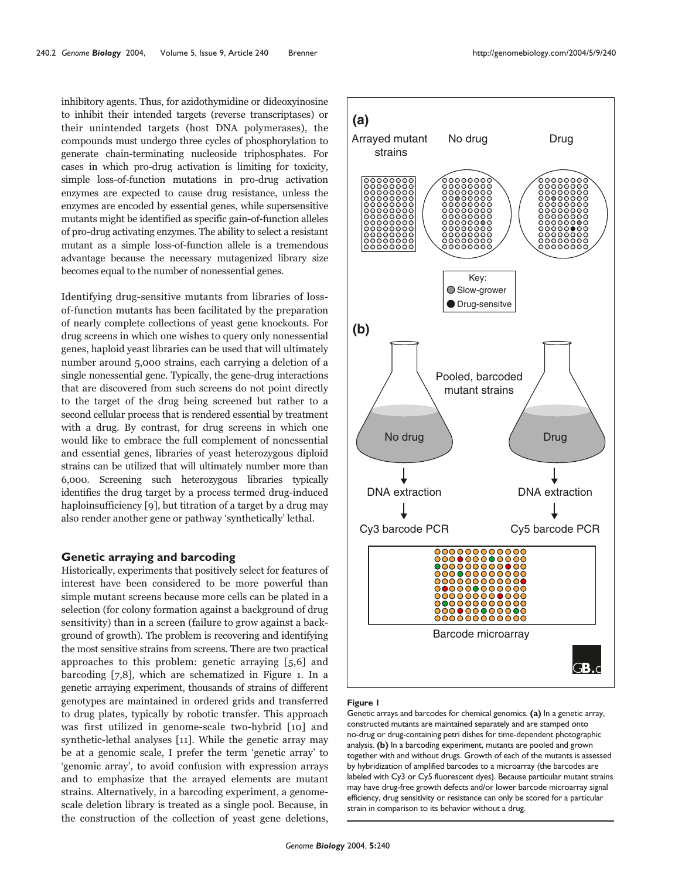inhibitory agents. Thus, for azidothymidine or dideoxyinosine to inhibit their intended targets (reverse transcriptases) or their unintended targets (host DNA polymerases), the compounds must undergo three cycles of phosphorylation to generate chain-terminating nucleoside triphosphates. For cases in which pro-drug activation is limiting for toxicity, simple loss-of-function mutations in pro-drug activation enzymes are expected to cause drug resistance, unless the enzymes are encoded by essential genes, while supersensitive mutants might be identified as specific gain-of-function alleles of pro-drug activating enzymes. The ability to select a resistant mutant as a simple loss-of-function allele is a tremendous advantage because the necessary mutagenized library size becomes equal to the number of nonessential genes.

Identifying drug-sensitive mutants from libraries of loss-of-function mutants has been facilitated by the preparation of nearly complete collections of yeast gene knockouts. For drug screens in which one wishes to query only nonessential genes, haploid yeast libraries can be used that will ultimately number around 5,000 strains, each carrying a deletion of a single nonessential gene. Typically, the gene-drug interactions that are discovered from such screens do not point directly to the target of the drug being screened but rather to a second cellular process that is rendered essential by treatment with a drug. By contrast, for drug screens in which one would like to embrace the full complement of nonessential and essential genes, libraries of yeast heterozygous diploid strains can be utilized that will ultimately number more than 6,000. Screening such heterozygous libraries typically identifies the drug target by a process termed drug-induced haploinsufficiency [9], but titration of a target by a drug may also render another gene or pathway 'synthetically' lethal.

### Genetic arraying and barcoding

Historically, experiments that positively select for features of interest have been considered to be more powerful than simple mutant screens because more cells can be plated in a selection (for colony formation against a background of drug sensitivity) than in a screen (failure to grow against a background of growth). The problem is recovering and identifying the most sensitive strains from screens. There are two practical approaches to this problem: genetic arraying [5,6] and barcoding [7,8], which are schematized in Figure 1. In a genetic arraying experiment, thousands of strains of different genotypes are maintained in ordered grids and transferred to drug plates, typically by robotic transfer. This approach was first utilized in genome-scale two-hybrid [10] and synthetic-lethal analyses [11]. While the genetic array may be at a genomic scale, I prefer the term 'genetic array' to 'genomic array', to avoid confusion with expression arrays and to emphasize that the arrayed elements are mutant strains. Alternatively, in a barcoding experiment, a genome-scale deletion library is treated as a single pool. Because, in the construction of the collection of yeast gene deletions,

(a)

Arrayed mutant strains

No drug

Drug

Key:
Slow-grower
Drug-sensitve

(b)

Pooled, barcoded mutant strains

No drug

Drug

DNA extraction

DNA extraction

Cy3 barcode PCR

Cy5 barcode PCR

Barcode microarray

**Figure 1**

Genetic arrays and barcodes for chemical genomics. **(a)** In a genetic array, constructed mutants are maintained separately and are stamped onto no-drug or drug-containing petri dishes for time-dependent photographic analysis. **(b)** In a barcoding experiment, mutants are pooled and grown together with and without drugs. Growth of each of the mutants is assessed by hybridization of amplified barcodes to a microarray (the barcodes are labeled with Cy3 or Cy5 fluorescent dyes). Because particular mutant strains may have drug-free growth defects and/or lower barcode microarray signal efficiency, drug sensitivity or resistance can only be scored for a particular strain in comparison to its behavior without a drug.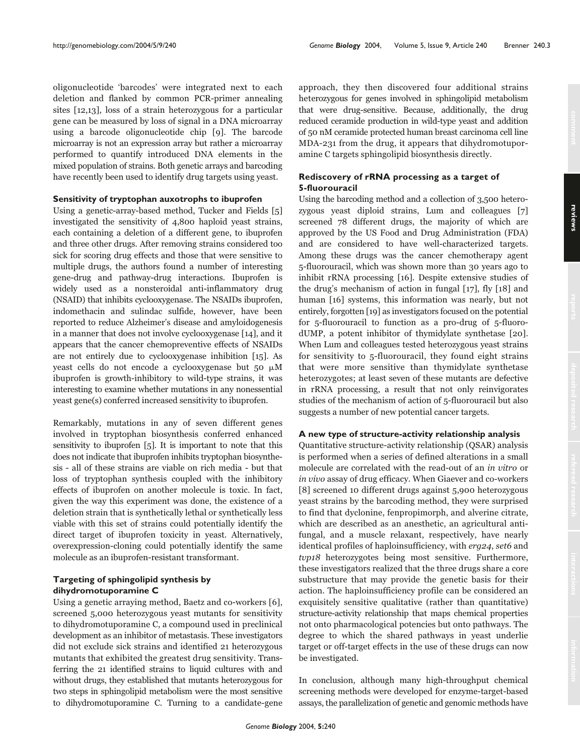oligonucleotide 'barcodes' were integrated next to each deletion and flanked by common PCR-primer annealing sites [12,13], loss of a strain heterozygous for a particular gene can be measured by loss of signal in a DNA microarray using a barcode oligonucleotide chip [9]. The barcode microarray is not an expression array but rather a microarray performed to quantify introduced DNA elements in the mixed population of strains. Both genetic arrays and barcoding have recently been used to identify drug targets using yeast.

### Sensitivity of tryptophan auxotrophs to ibuprofen

Using a genetic-array-based method, Tucker and Fields [5] investigated the sensitivity of 4,800 haploid yeast strains, each containing a deletion of a different gene, to ibuprofen and three other drugs. After removing strains considered too sick for scoring drug effects and those that were sensitive to multiple drugs, the authors found a number of interesting gene-drug and pathway-drug interactions. Ibuprofen is widely used as a nonsteroidal anti-inflammatory drug (NSAID) that inhibits cyclooxygenase. The NSAIDs ibuprofen, indomethacin and sulindac sulfide, however, have been reported to reduce Alzheimer's disease and amyloidogenesis in a manner that does not involve cyclooxygenase [14], and it appears that the cancer chemopreventive effects of NSAIDs are not entirely due to cyclooxygenase inhibition [15]. As yeast cells do not encode a cyclooxygenase but 50 μM ibuprofen is growth-inhibitory to wild-type strains, it was interesting to examine whether mutations in any nonessential yeast gene(s) conferred increased sensitivity to ibuprofen.

Remarkably, mutations in any of seven different genes involved in tryptophan biosynthesis conferred enhanced sensitivity to ibuprofen [5]. It is important to note that this does not indicate that ibuprofen inhibits tryptophan biosynthesis - all of these strains are viable on rich media - but that loss of tryptophan synthesis coupled with the inhibitory effects of ibuprofen on another molecule is toxic. In fact, given the way this experiment was done, the existence of a deletion strain that is synthetically lethal or synthetically less viable with this set of strains could potentially identify the direct target of ibuprofen toxicity in yeast. Alternatively, overexpression-cloning could potentially identify the same molecule as an ibuprofen-resistant transformant.

### Targeting of sphingolipid synthesis by dihydromotuporamine C

Using a genetic arraying method, Baetz and co-workers [6], screened 5,000 heterozygous yeast mutants for sensitivity to dihydromotuporamine C, a compound used in preclinical development as an inhibitor of metastasis. These investigators did not exclude sick strains and identified 21 heterozygous mutants that exhibited the greatest drug sensitivity. Transferring the 21 identified strains to liquid cultures with and without drugs, they established that mutants heterozygous for two steps in sphingolipid metabolism were the most sensitive to dihydromotuporamine C. Turning to a candidate-gene approach, they then discovered four additional strains heterozygous for genes involved in sphingolipid metabolism that were drug-sensitive. Because, additionally, the drug reduced ceramide production in wild-type yeast and addition of 50 nM ceramide protected human breast carcinoma cell line MDA-231 from the drug, it appears that dihydromotuporamine C targets sphingolipid biosynthesis directly.

### Rediscovery of rRNA processing as a target of 5-fluorouracil

Using the barcoding method and a collection of 3,500 heterozygous yeast diploid strains, Lum and colleagues [7] screened 78 different drugs, the majority of which are approved by the US Food and Drug Administration (FDA) and are considered to have well-characterized targets. Among these drugs was the cancer chemotherapy agent 5-fluorouracil, which was shown more than 30 years ago to inhibit rRNA processing [16]. Despite extensive studies of the drug's mechanism of action in fungal [17], fly [18] and human [16] systems, this information was nearly, but not entirely, forgotten [19] as investigators focused on the potential for 5-fluorouracil to function as a pro-drug of 5-fluoro-dUMP, a potent inhibitor of thymidylate synthetase [20]. When Lum and colleagues tested heterozygous yeast strains for sensitivity to 5-fluorouracil, they found eight strains that were more sensitive than thymidylate synthetase heterozygotes; at least seven of these mutants are defective in rRNA processing, a result that not only reinvigorates studies of the mechanism of action of 5-fluorouracil but also suggests a number of new potential cancer targets.

### A new type of structure-activity relationship analysis

Quantitative structure-activity relationship (QSAR) analysis is performed when a series of defined alterations in a small molecule are correlated with the read-out of an *in vitro* or *in vivo* assay of drug efficacy. When Giaever and co-workers [8] screened 10 different drugs against 5,900 heterozygous yeast strains by the barcoding method, they were surprised to find that dyclonine, fenpropimorph, and alverine citrate, which are described as an anesthetic, an agricultural antifungal, and a muscle relaxant, respectively, have nearly identical profiles of haploinsufficiency, with *erg24*, *set6* and *tvp18* heterozygotes being most sensitive. Furthermore, these investigators realized that the three drugs share a core substructure that may provide the genetic basis for their action. The haploinsufficiency profile can be considered an exquisitely sensitive qualitative (rather than quantitative) structure-activity relationship that maps chemical properties not onto pharmacological potencies but onto pathways. The degree to which the shared pathways in yeast underlie target or off-target effects in the use of these drugs can now be investigated.

In conclusion, although many high-throughput chemical screening methods were developed for enzyme-target-based assays, the parallelization of genetic and genomic methods have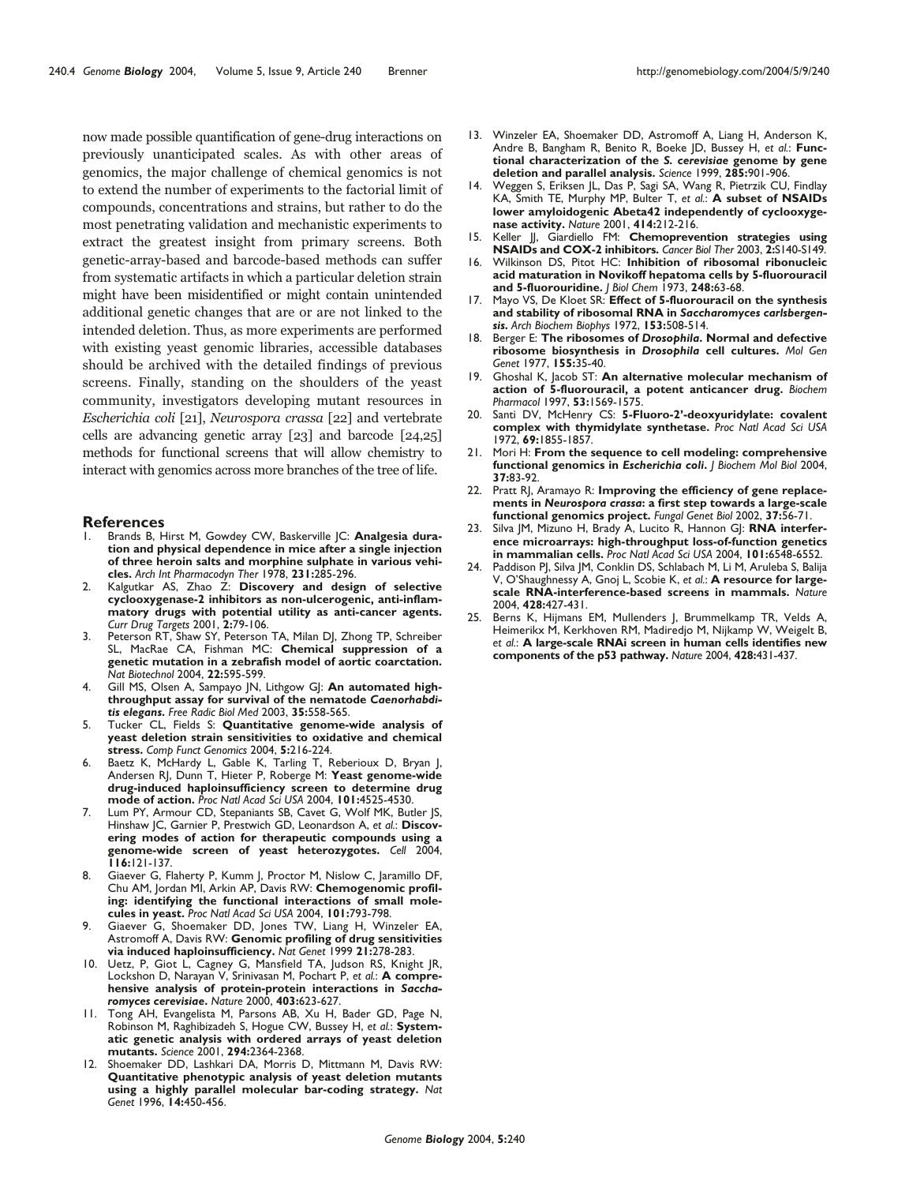now made possible quantification of gene-drug interactions on previously unanticipated scales. As with other areas of genomics, the major challenge of chemical genomics is not to extend the number of experiments to the factorial limit of compounds, concentrations and strains, but rather to do the most penetrating validation and mechanistic experiments to extract the greatest insight from primary screens. Both genetic-array-based and barcode-based methods can suffer from systematic artifacts in which a particular deletion strain might have been misidentified or might contain unintended additional genetic changes that are or are not linked to the intended deletion. Thus, as more experiments are performed with existing yeast genomic libraries, accessible databases should be archived with the detailed findings of previous screens. Finally, standing on the shoulders of the yeast community, investigators developing mutant resources in *Escherichia coli* [21], *Neurospora crassa* [22] and vertebrate cells are advancing genetic array [23] and barcode [24,25] methods for functional screens that will allow chemistry to interact with genomics across more branches of the tree of life.

## References

1. Brands B, Hirst M, Gowdey CW, Baskerville JC: **Analgesia duration and physical dependence in mice after a single injection of three heroin salts and morphine sulphate in various vehicles.** *Arch Int Pharmacodyn Ther* 1978, **231:**285-296.
2. Kalgutkar AS, Zhao Z: **Discovery and design of selective cyclooxygenase-2 inhibitors as non-ulcerogenic, anti-inflammatory drugs with potential utility as anti-cancer agents.** *Curr Drug Targets* 2001, **2:**79-106.
3. Peterson RT, Shaw SY, Peterson TA, Milan DJ, Zhong TP, Schreiber SL, MacRae CA, Fishman MC: **Chemical suppression of a genetic mutation in a zebrafish model of aortic coarctation.** *Nat Biotechnol* 2004, **22:**595-599.
4. Gill MS, Olsen A, Sampayo JN, Lithgow GJ: **An automated high-throughput assay for survival of the nematode *Caenorhabditis elegans*.** *Free Radic Biol Med* 2003, **35:**558-565.
5. Tucker CL, Fields S: **Quantitative genome-wide analysis of yeast deletion strain sensitivities to oxidative and chemical stress.** *Comp Funct Genomics* 2004, **5:**216-224.
6. Baetz K, McHardy L, Gable K, Tarling T, Reberioux D, Bryan J, Andersen RJ, Dunn T, Hieter P, Roberge M: **Yeast genome-wide drug-induced haploinsufficiency screen to determine drug mode of action.** *Proc Natl Acad Sci USA* 2004, **101:**4525-4530.
7. Lum PY, Armour CD, Stepaniants SB, Cavet G, Wolf MK, Butler JS, Hinshaw JC, Garnier P, Prestwich GD, Leonardson A, *et al.*: **Discovering modes of action for therapeutic compounds using a genome-wide screen of yeast heterozygotes.** *Cell* 2004, **116:**121-137.
8. Giaever G, Flaherty P, Kumm J, Proctor M, Nislow C, Jaramillo DF, Chu AM, Jordan MI, Arkin AP, Davis RW: **Chemogenomic profiling: identifying the functional interactions of small molecules in yeast.** *Proc Natl Acad Sci USA* 2004, **101:**793-798.
9. Giaever G, Shoemaker DD, Jones TW, Liang H, Winzeler EA, Astromoff A, Davis RW: **Genomic profiling of drug sensitivities via induced haploinsufficiency.** *Nat Genet* 1999 **21:**278-283.
10. Uetz, P, Giot L, Cagney G, Mansfield TA, Judson RS, Knight JR, Lockshon D, Narayan V, Srinivasan M, Pochart P, *et al.*: **A comprehensive analysis of protein-protein interactions in *Saccharomyces cerevisiae*.** *Nature* 2000, **403:**623-627.
11. Tong AH, Evangelista M, Parsons AB, Xu H, Bader GD, Page N, Robinson M, Raghibizadeh S, Hogue CW, Bussey H, *et al.*: **Systematic genetic analysis with ordered arrays of yeast deletion mutants.** *Science* 2001, **294:**2364-2368.
12. Shoemaker DD, Lashkari DA, Morris D, Mittmann M, Davis RW: **Quantitative phenotypic analysis of yeast deletion mutants using a highly parallel molecular bar-coding strategy.** *Nat Genet* 1996, **14:**450-456.
13. Winzeler EA, Shoemaker DD, Astromoff A, Liang H, Anderson K, Andre B, Bangham R, Benito R, Boeke JD, Bussey H, *et al.*: **Functional characterization of the *S. cerevisiae* genome by gene deletion and parallel analysis.** *Science* 1999, **285:**901-906.
14. Weggen S, Eriksen JL, Das P, Sagi SA, Wang R, Pietrzik CU, Findlay KA, Smith TE, Murphy MP, Bulter T, *et al.*: **A subset of NSAIDs lower amyloidogenic Abeta42 independently of cyclooxygenase activity.** *Nature* 2001, **414:**212-216.
15. Keller JJ, Giardiello FM: **Chemoprevention strategies using NSAIDs and COX-2 inhibitors.** *Cancer Biol Ther* 2003, **2:**S140-S149.
16. Wilkinson DS, Pitot HC: **Inhibition of ribosomal ribonucleic acid maturation in Novikoff hepatoma cells by 5-fluorouracil and 5-fluorouridine.** *J Biol Chem* 1973, **248:**63-68.
17. Mayo VS, De Kloet SR: **Effect of 5-fluorouracil on the synthesis and stability of ribosomal RNA in *Saccharomyces carlsbergensis*.** *Arch Biochem Biophys* 1972, **153:**508-514.
18. Berger E: **The ribosomes of *Drosophila*. Normal and defective ribosome biosynthesis in *Drosophila* cell cultures.** *Mol Gen Genet* 1977, **155:**35-40.
19. Ghoshal K, Jacob ST: **An alternative molecular mechanism of action of 5-fluorouracil, a potent anticancer drug.** *Biochem Pharmacol* 1997, **53:**1569-1575.
20. Santi DV, McHenry CS: **5-Fluoro-2'-deoxyuridylate: covalent complex with thymidylate synthetase.** *Proc Natl Acad Sci USA* 1972, **69:**1855-1857.
21. Mori H: **From the sequence to cell modeling: comprehensive functional genomics in *Escherichia coli*.** *J Biochem Mol Biol* 2004, **37:**83-92.
22. Pratt RJ, Aramayo R: **Improving the efficiency of gene replacements in *Neurospora crassa*: a first step towards a large-scale functional genomics project.** *Fungal Genet Biol* 2002, **37:**56-71.
23. Silva JM, Mizuno H, Brady A, Lucito R, Hannon GJ: **RNA interference microarrays: high-throughput loss-of-function genetics in mammalian cells.** *Proc Natl Acad Sci USA* 2004, **101:**6548-6552.
24. Paddison PJ, Silva JM, Conklin DS, Schlabach M, Li M, Aruleba S, Balija V, O'Shaughnessy A, Gnoj L, Scobie K, *et al.*: **A resource for large-scale RNA-interference-based screens in mammals.** *Nature* 2004, **428:**427-431.
25. Berns K, Hijmans EM, Mullenders J, Brummelkamp TR, Velds A, Heimerikx M, Kerkhoven RM, Madiredjo M, Nijkamp W, Weigelt B, *et al.*: **A large-scale RNAi screen in human cells identifies new components of the p53 pathway.** *Nature* 2004, **428:**431-437.